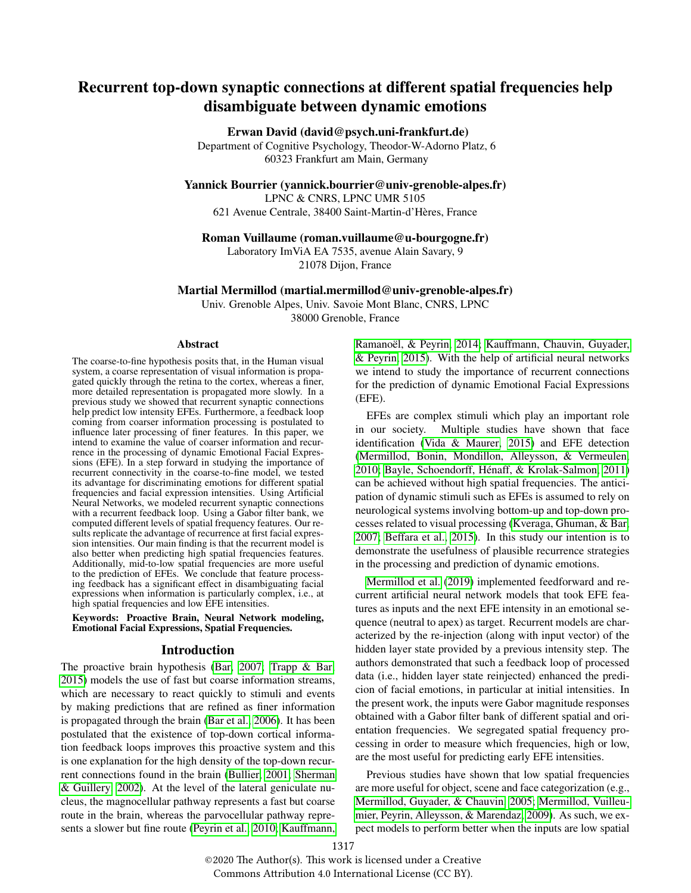# Recurrent top-down synaptic connections at different spatial frequencies help disambiguate between dynamic emotions

**Erwan David (david@psych.uni-frankfurt.de)**
Department of Cognitive Psychology, Theodor-W-Adorno Platz, 6
60323 Frankfurt am Main, Germany

**Yannick Bourrier (yannick.bourrier@univ-grenoble-alpes.fr)**
LPNC & CNRS, LPNC UMR 5105
621 Avenue Centrale, 38400 Saint-Martin-d'Hères, France

**Roman Vuillaume (roman.vuillaume@u-bourgogne.fr)**
Laboratory ImViA EA 7535, avenue Alain Savary, 9
21078 Dijon, France

**Martial Mermillod (martial.mermillod@univ-grenoble-alpes.fr)**
Univ. Grenoble Alpes, Univ. Savoie Mont Blanc, CNRS, LPNC
38000 Grenoble, France

## Abstract

The coarse-to-fine hypothesis posits that, in the Human visual system, a coarse representation of visual information is propagated quickly through the retina to the cortex, whereas a finer, more detailed representation is propagated more slowly. In a previous study we showed that recurrent synaptic connections help predict low intensity EFEs. Furthermore, a feedback loop coming from coarser information processing is postulated to influence later processing of finer features. In this paper, we intend to examine the value of coarser information and recurrence in the processing of dynamic Emotional Facial Expressions (EFE). In a step forward in studying the importance of recurrent connectivity in the coarse-to-fine model, we tested its advantage for discriminating emotions for different spatial frequencies and facial expression intensities. Using Artificial Neural Networks, we modeled recurrent synaptic connections with a recurrent feedback loop. Using a Gabor filter bank, we computed different levels of spatial frequency features. Our results replicate the advantage of recurrence at first facial expression intensities. Our main finding is that the recurrent model is also better when predicting high spatial frequencies features. Additionally, mid-to-low spatial frequencies are more useful to the prediction of EFEs. We conclude that feature processing feedback has a significant effect in disambiguating facial expressions when information is particularly complex, i.e., at high spatial frequencies and low EFE intensities.

**Keywords: Proactive Brain, Neural Network modeling, Emotional Facial Expressions, Spatial Frequencies.**

## Introduction

The proactive brain hypothesis (Bar, 2007; Trapp & Bar, 2015) models the use of fast but coarse information streams, which are necessary to react quickly to stimuli and events by making predictions that are refined as finer information is propagated through the brain (Bar et al., 2006). It has been postulated that the existence of top-down cortical information feedback loops improves this proactive system and this is one explanation for the high density of the top-down recurrent connections found in the brain (Bullier, 2001; Sherman & Guillery, 2002). At the level of the lateral geniculate nucleus, the magnocellular pathway represents a fast but coarse route in the brain, whereas the parvocellular pathway represents a slower but fine route (Peyrin et al., 2010; Kauffmann, Ramanoël, & Peyrin, 2014; Kauffmann, Chauvin, Guyader, & Peyrin, 2015). With the help of artificial neural networks we intend to study the importance of recurrent connections for the prediction of dynamic Emotional Facial Expressions (EFE).

EFEs are complex stimuli which play an important role in our society. Multiple studies have shown that face identification (Vida & Maurer, 2015) and EFE detection (Mermillod, Bonin, Mondillon, Alleysson, & Vermeulen, 2010; Bayle, Schoendorff, Hénaff, & Krolak-Salmon, 2011) can be achieved without high spatial frequencies. The anticipation of dynamic stimuli such as EFEs is assumed to rely on neurological systems involving bottom-up and top-down processes related to visual processing (Kveraga, Ghuman, & Bar, 2007; Beffara et al., 2015). In this study our intention is to demonstrate the usefulness of plausible recurrence strategies in the processing and prediction of dynamic emotions.

Mermillod et al. (2019) implemented feedforward and recurrent artificial neural network models that took EFE features as inputs and the next EFE intensity in an emotional sequence (neutral to apex) as target. Recurrent models are characterized by the re-injection (along with input vector) of the hidden layer state provided by a previous intensity step. The authors demonstrated that such a feedback loop of processed data (i.e., hidden layer state reinjected) enhanced the predicion of facial emotions, in particular at initial intensities. In the present work, the inputs were Gabor magnitude responses obtained with a Gabor filter bank of different spatial and orientation frequencies. We segregated spatial frequency processing in order to measure which frequencies, high or low, are the most useful for predicting early EFE intensities.

Previous studies have shown that low spatial frequencies are more useful for object, scene and face categorization (e.g., Mermillod, Guyader, & Chauvin, 2005; Mermillod, Vuilleumier, Peyrin, Alleysson, & Marendaz, 2009). As such, we expect models to perform better when the inputs are low spatial

©2020 The Author(s). This work is licensed under a Creative Commons Attribution 4.0 International License (CC BY).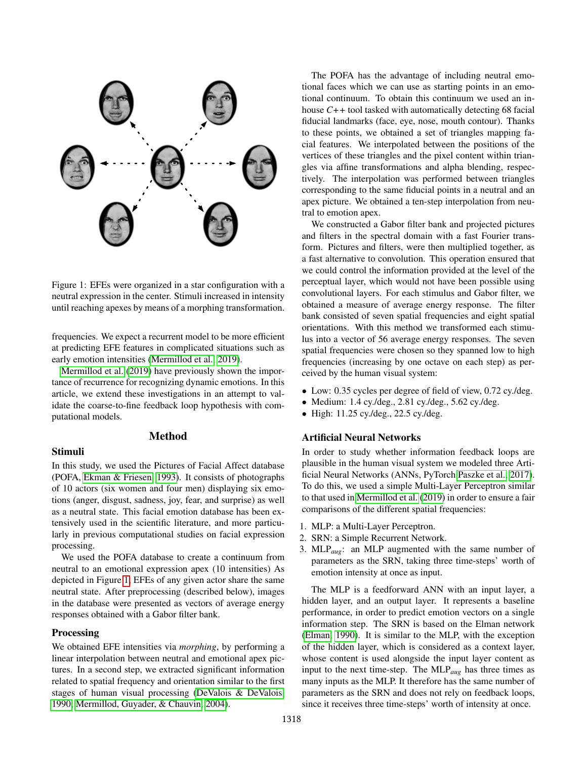Figure 1: EFEs were organized in a star configuration with a neutral expression in the center. Stimuli increased in intensity until reaching apexes by means of a morphing transformation.

frequencies. We expect a recurrent model to be more efficient at predicting EFE features in complicated situations such as early emotion intensities (Mermillod et al., 2019).

Mermillod et al. (2019) have previously shown the importance of recurrence for recognizing dynamic emotions. In this article, we extend these investigations in an attempt to validate the coarse-to-fine feedback loop hypothesis with computational models.

## Method

### Stimuli

In this study, we used the Pictures of Facial Affect database (POFA, Ekman & Friesen, 1993). It consists of photographs of 10 actors (six women and four men) displaying six emotions (anger, disgust, sadness, joy, fear, and surprise) as well as a neutral state. This facial emotion database has been extensively used in the scientific literature, and more particularly in previous computational studies on facial expression processing.

We used the POFA database to create a continuum from neutral to an emotional expression apex (10 intensities) As depicted in Figure 1, EFEs of any given actor share the same neutral state. After preprocessing (described below), images in the database were presented as vectors of average energy responses obtained with a Gabor filter bank.

### Processing

We obtained EFE intensities via *morphing*, by performing a linear interpolation between neutral and emotional apex pictures. In a second step, we extracted significant information related to spatial frequency and orientation similar to the first stages of human visual processing (DeValois & DeValois, 1990; Mermillod, Guyader, & Chauvin, 2004).

The POFA has the advantage of including neutral emotional faces which we can use as starting points in an emotional continuum. To obtain this continuum we used an in-house *C++* tool tasked with automatically detecting 68 facial fiducial landmarks (face, eye, nose, mouth contour). Thanks to these points, we obtained a set of triangles mapping facial features. We interpolated between the positions of the vertices of these triangles and the pixel content within triangles via affine transformations and alpha blending, respectively. The interpolation was performed between triangles corresponding to the same fiducial points in a neutral and an apex picture. We obtained a ten-step interpolation from neutral to emotion apex.

We constructed a Gabor filter bank and projected pictures and filters in the spectral domain with a fast Fourier transform. Pictures and filters, were then multiplied together, as a fast alternative to convolution. This operation ensured that we could control the information provided at the level of the perceptual layer, which would not have been possible using convolutional layers. For each stimulus and Gabor filter, we obtained a measure of average energy response. The filter bank consisted of seven spatial frequencies and eight spatial orientations. With this method we transformed each stimulus into a vector of 56 average energy responses. The seven spatial frequencies were chosen so they spanned low to high frequencies (increasing by one octave on each step) as perceived by the human visual system:

- Low: 0.35 cycles per degree of field of view, 0.72 cy./deg.
- Medium: 1.4 cy./deg., 2.81 cy./deg., 5.62 cy./deg.
- High: 11.25 cy./deg., 22.5 cy./deg.

### Artificial Neural Networks

In order to study whether information feedback loops are plausible in the human visual system we modeled three Artificial Neural Networks (ANNs, PyTorch Paszke et al., 2017). To do this, we used a simple Multi-Layer Perceptron similar to that used in Mermillod et al. (2019) in order to ensure a fair comparisons of the different spatial frequencies:

1. MLP: a Multi-Layer Perceptron.
2. SRN: a Simple Recurrent Network.
3. $\text{MLP}_{aug}$: an MLP augmented with the same number of parameters as the SRN, taking three time-steps' worth of emotion intensity at once as input.

The MLP is a feedforward ANN with an input layer, a hidden layer, and an output layer. It represents a baseline performance, in order to predict emotion vectors on a single information step. The SRN is based on the Elman network (Elman, 1990). It is similar to the MLP, with the exception of the hidden layer, which is considered as a context layer, whose content is used alongside the input layer content as input to the next time-step. The $\text{MLP}_{aug}$ has three times as many inputs as the MLP. It therefore has the same number of parameters as the SRN and does not rely on feedback loops, since it receives three time-steps' worth of intensity at once.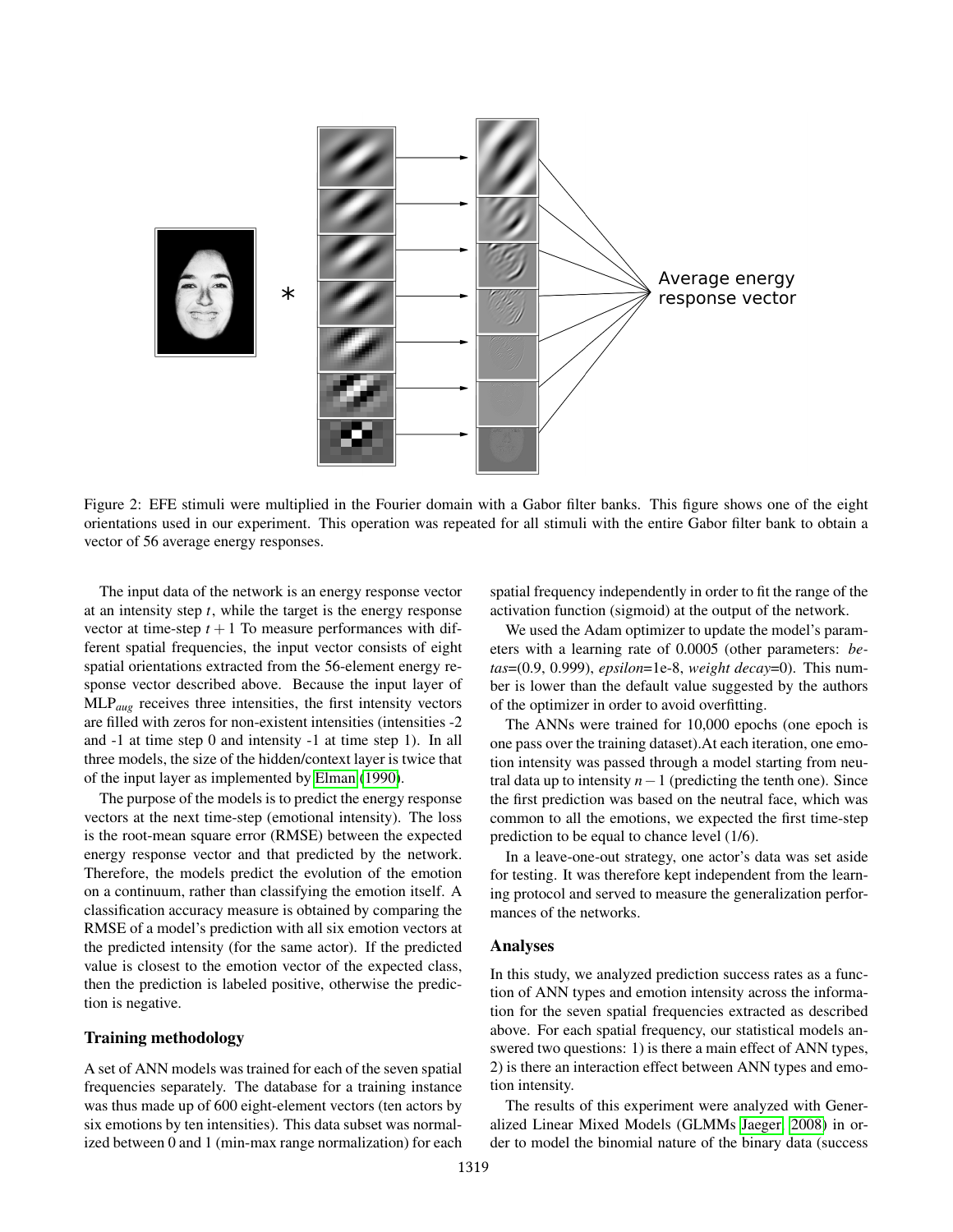Figure 2: EFE stimuli were multiplied in the Fourier domain with a Gabor filter banks. This figure shows one of the eight orientations used in our experiment. This operation was repeated for all stimuli with the entire Gabor filter bank to obtain a vector of 56 average energy responses.

The input data of the network is an energy response vector at an intensity step $t$, while the target is the energy response vector at time-step $t+1$ To measure performances with different spatial frequencies, the input vector consists of eight spatial orientations extracted from the 56-element energy response vector described above. Because the input layer of MLP$_{aug}$ receives three intensities, the first intensity vectors are filled with zeros for non-existent intensities (intensities -2 and -1 at time step 0 and intensity -1 at time step 1). In all three models, the size of the hidden/context layer is twice that of the input layer as implemented by Elman (1990).

The purpose of the models is to predict the energy response vectors at the next time-step (emotional intensity). The loss is the root-mean square error (RMSE) between the expected energy response vector and that predicted by the network. Therefore, the models predict the evolution of the emotion on a continuum, rather than classifying the emotion itself. A classification accuracy measure is obtained by comparing the RMSE of a model's prediction with all six emotion vectors at the predicted intensity (for the same actor). If the predicted value is closest to the emotion vector of the expected class, then the prediction is labeled positive, otherwise the prediction is negative.

## Training methodology

A set of ANN models was trained for each of the seven spatial frequencies separately. The database for a training instance was thus made up of 600 eight-element vectors (ten actors by six emotions by ten intensities). This data subset was normalized between 0 and 1 (min-max range normalization) for each spatial frequency independently in order to fit the range of the activation function (sigmoid) at the output of the network.

We used the Adam optimizer to update the model's parameters with a learning rate of 0.0005 (other parameters: *betas*=(0.9, 0.999), *epsilon*=1e-8, *weight decay*=0). This number is lower than the default value suggested by the authors of the optimizer in order to avoid overfitting.

The ANNs were trained for 10,000 epochs (one epoch is one pass over the training dataset).At each iteration, one emotion intensity was passed through a model starting from neutral data up to intensity $n-1$ (predicting the tenth one). Since the first prediction was based on the neutral face, which was common to all the emotions, we expected the first time-step prediction to be equal to chance level (1/6).

In a leave-one-out strategy, one actor's data was set aside for testing. It was therefore kept independent from the learning protocol and served to measure the generalization performances of the networks.

## Analyses

In this study, we analyzed prediction success rates as a function of ANN types and emotion intensity across the information for the seven spatial frequencies extracted as described above. For each spatial frequency, our statistical models answered two questions: 1) is there a main effect of ANN types, 2) is there an interaction effect between ANN types and emotion intensity.

The results of this experiment were analyzed with Generalized Linear Mixed Models (GLMMs Jaeger, 2008) in order to model the binomial nature of the binary data (success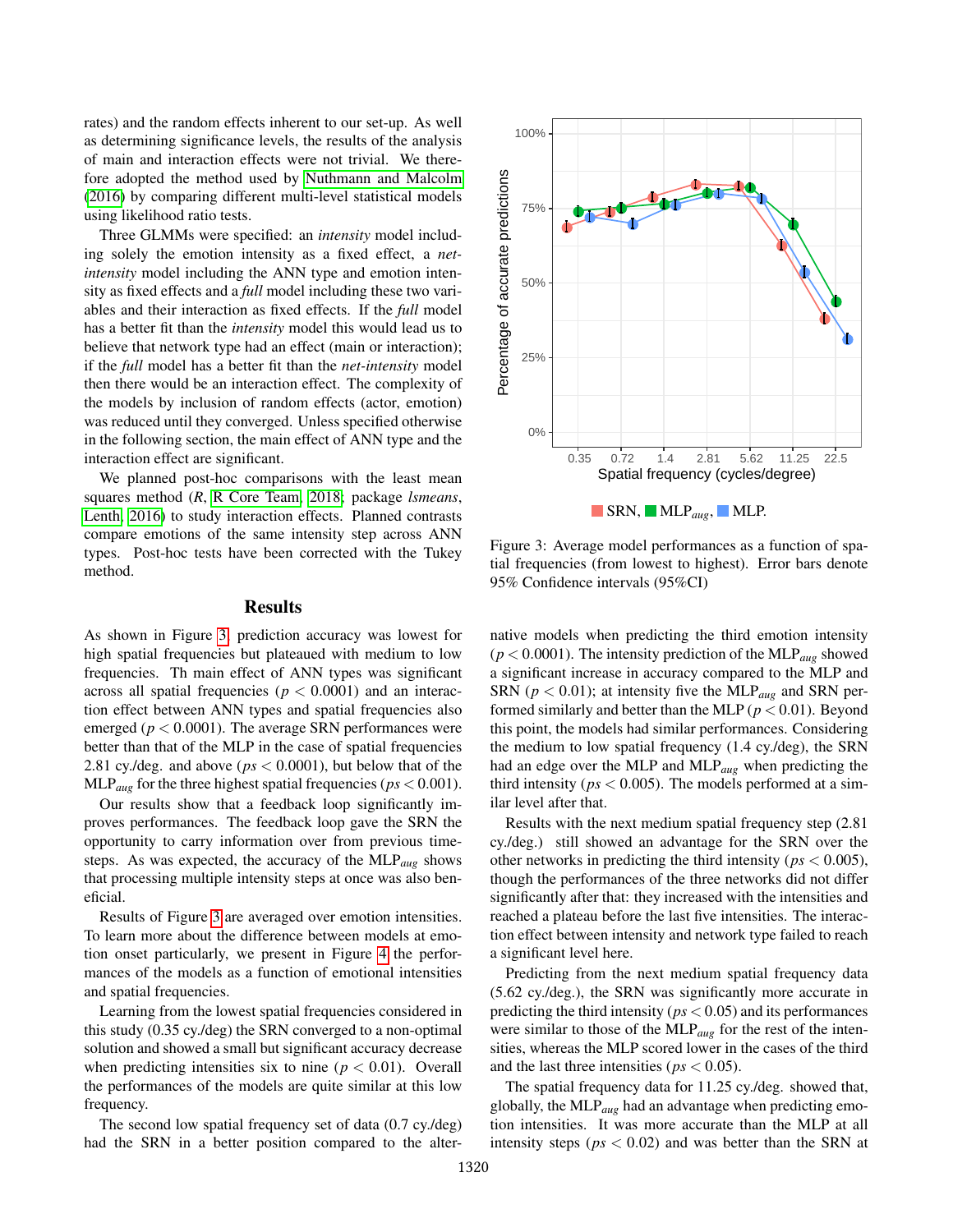rates) and the random effects inherent to our set-up. As well as determining significance levels, the results of the analysis of main and interaction effects were not trivial. We therefore adopted the method used by Nuthmann and Malcolm (2016) by comparing different multi-level statistical models using likelihood ratio tests.

Three GLMMs were specified: an *intensity* model including solely the emotion intensity as a fixed effect, a *net-intensity* model including the ANN type and emotion intensity as fixed effects and a *full* model including these two variables and their interaction as fixed effects. If the *full* model has a better fit than the *intensity* model this would lead us to believe that network type had an effect (main or interaction); if the *full* model has a better fit than the *net-intensity* model then there would be an interaction effect. The complexity of the models by inclusion of random effects (actor, emotion) was reduced until they converged. Unless specified otherwise in the following section, the main effect of ANN type and the interaction effect are significant.

We planned post-hoc comparisons with the least mean squares method (*R*, R Core Team, 2018; package *lsmeans*, Lenth, 2016) to study interaction effects. Planned contrasts compare emotions of the same intensity step across ANN types. Post-hoc tests have been corrected with the Tukey method.

## Results

As shown in Figure 3, prediction accuracy was lowest for high spatial frequencies but plateaued with medium to low frequencies. Th main effect of ANN types was significant across all spatial frequencies ($p < 0.0001$) and an interaction effect between ANN types and spatial frequencies also emerged ($p < 0.0001$). The average SRN performances were better than that of the MLP in the case of spatial frequencies 2.81 cy./deg. and above ($ps < 0.0001$), but below that of the $\text{MLP}_{aug}$ for the three highest spatial frequencies ($ps < 0.001$).

Our results show that a feedback loop significantly improves performances. The feedback loop gave the SRN the opportunity to carry information over from previous timesteps. As was expected, the accuracy of the $\text{MLP}_{aug}$ shows that processing multiple intensity steps at once was also beneficial.

Results of Figure 3 are averaged over emotion intensities. To learn more about the difference between models at emotion onset particularly, we present in Figure 4 the performances of the models as a function of emotional intensities and spatial frequencies.

Learning from the lowest spatial frequencies considered in this study (0.35 cy./deg) the SRN converged to a non-optimal solution and showed a small but significant accuracy decrease when predicting intensities six to nine ($p < 0.01$). Overall the performances of the models are quite similar at this low frequency.

The second low spatial frequency set of data (0.7 cy./deg) had the SRN in a better position compared to the alternative models when predicting the third emotion intensity ($p < 0.0001$). The intensity prediction of the $\text{MLP}_{aug}$ showed a significant increase in accuracy compared to the MLP and SRN ($p < 0.01$); at intensity five the $\text{MLP}_{aug}$ and SRN performed similarly and better than the MLP ($p < 0.01$). Beyond this point, the models had similar performances. Considering the medium to low spatial frequency (1.4 cy./deg), the SRN had an edge over the MLP and $\text{MLP}_{aug}$ when predicting the third intensity ($ps < 0.005$). The models performed at a similar level after that.

Results with the next medium spatial frequency step (2.81 cy./deg.) still showed an advantage for the SRN over the other networks in predicting the third intensity ($ps < 0.005$), though the performances of the three networks did not differ significantly after that: they increased with the intensities and reached a plateau before the last five intensities. The interaction effect between intensity and network type failed to reach a significant level here.

Predicting from the next medium spatial frequency data (5.62 cy./deg.), the SRN was significantly more accurate in predicting the third intensity ($ps < 0.05$) and its performances were similar to those of the $\text{MLP}_{aug}$ for the rest of the intensities, whereas the MLP scored lower in the cases of the third and the last three intensities ($ps < 0.05$).

The spatial frequency data for 11.25 cy./deg. showed that, globally, the $\text{MLP}_{aug}$ had an advantage when predicting emotion intensities. It was more accurate than the MLP at all intensity steps ($ps < 0.02$) and was better than the SRN at

Figure 3: Average model performances as a function of spatial frequencies (from lowest to highest). Error bars denote 95% Confidence intervals (95%CI)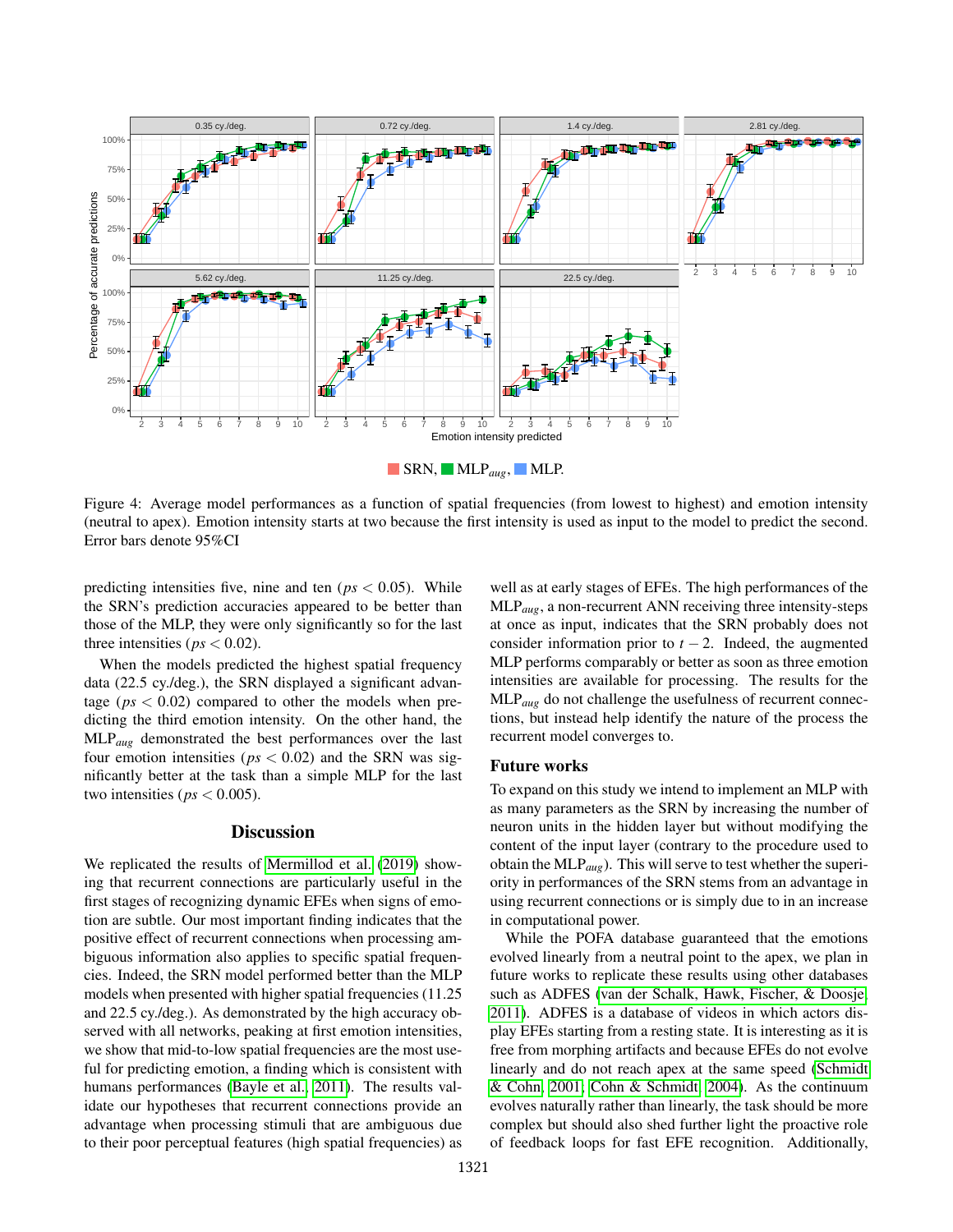Figure 4: Average model performances as a function of spatial frequencies (from lowest to highest) and emotion intensity (neutral to apex). Emotion intensity starts at two because the first intensity is used as input to the model to predict the second. Error bars denote 95%CI

predicting intensities five, nine and ten ($ps < 0.05$). While the SRN's prediction accuracies appeared to be better than those of the MLP, they were only significantly so for the last three intensities ($ps < 0.02$).

When the models predicted the highest spatial frequency data (22.5 cy./deg.), the SRN displayed a significant advantage ($ps < 0.02$) compared to other the models when predicting the third emotion intensity. On the other hand, the $MLP_{aug}$ demonstrated the best performances over the last four emotion intensities ($ps < 0.02$) and the SRN was significantly better at the task than a simple MLP for the last two intensities ($ps < 0.005$).

## Discussion

We replicated the results of Mermillod et al. (2019) showing that recurrent connections are particularly useful in the first stages of recognizing dynamic EFEs when signs of emotion are subtle. Our most important finding indicates that the positive effect of recurrent connections when processing ambiguous information also applies to specific spatial frequencies. Indeed, the SRN model performed better than the MLP models when presented with higher spatial frequencies (11.25 and 22.5 cy./deg.). As demonstrated by the high accuracy observed with all networks, peaking at first emotion intensities, we show that mid-to-low spatial frequencies are the most useful for predicting emotion, a finding which is consistent with humans performances (Bayle et al., 2011). The results validate our hypotheses that recurrent connections provide an advantage when processing stimuli that are ambiguous due to their poor perceptual features (high spatial frequencies) as well as at early stages of EFEs. The high performances of the $MLP_{aug}$, a non-recurrent ANN receiving three intensity-steps at once as input, indicates that the SRN probably does not consider information prior to $t-2$. Indeed, the augmented MLP performs comparably or better as soon as three emotion intensities are available for processing. The results for the $MLP_{aug}$ do not challenge the usefulness of recurrent connections, but instead help identify the nature of the process the recurrent model converges to.

### Future works

To expand on this study we intend to implement an MLP with as many parameters as the SRN by increasing the number of neuron units in the hidden layer but without modifying the content of the input layer (contrary to the procedure used to obtain the $MLP_{aug}$). This will serve to test whether the superiority in performances of the SRN stems from an advantage in using recurrent connections or is simply due to in an increase in computational power.

While the POFA database guaranteed that the emotions evolved linearly from a neutral point to the apex, we plan in future works to replicate these results using other databases such as ADFES (van der Schalk, Hawk, Fischer, & Doosje, 2011). ADFES is a database of videos in which actors display EFEs starting from a resting state. It is interesting as it is free from morphing artifacts and because EFEs do not evolve linearly and do not reach apex at the same speed (Schmidt & Cohn, 2001; Cohn & Schmidt, 2004). As the continuum evolves naturally rather than linearly, the task should be more complex but should also shed further light the proactive role of feedback loops for fast EFE recognition. Additionally,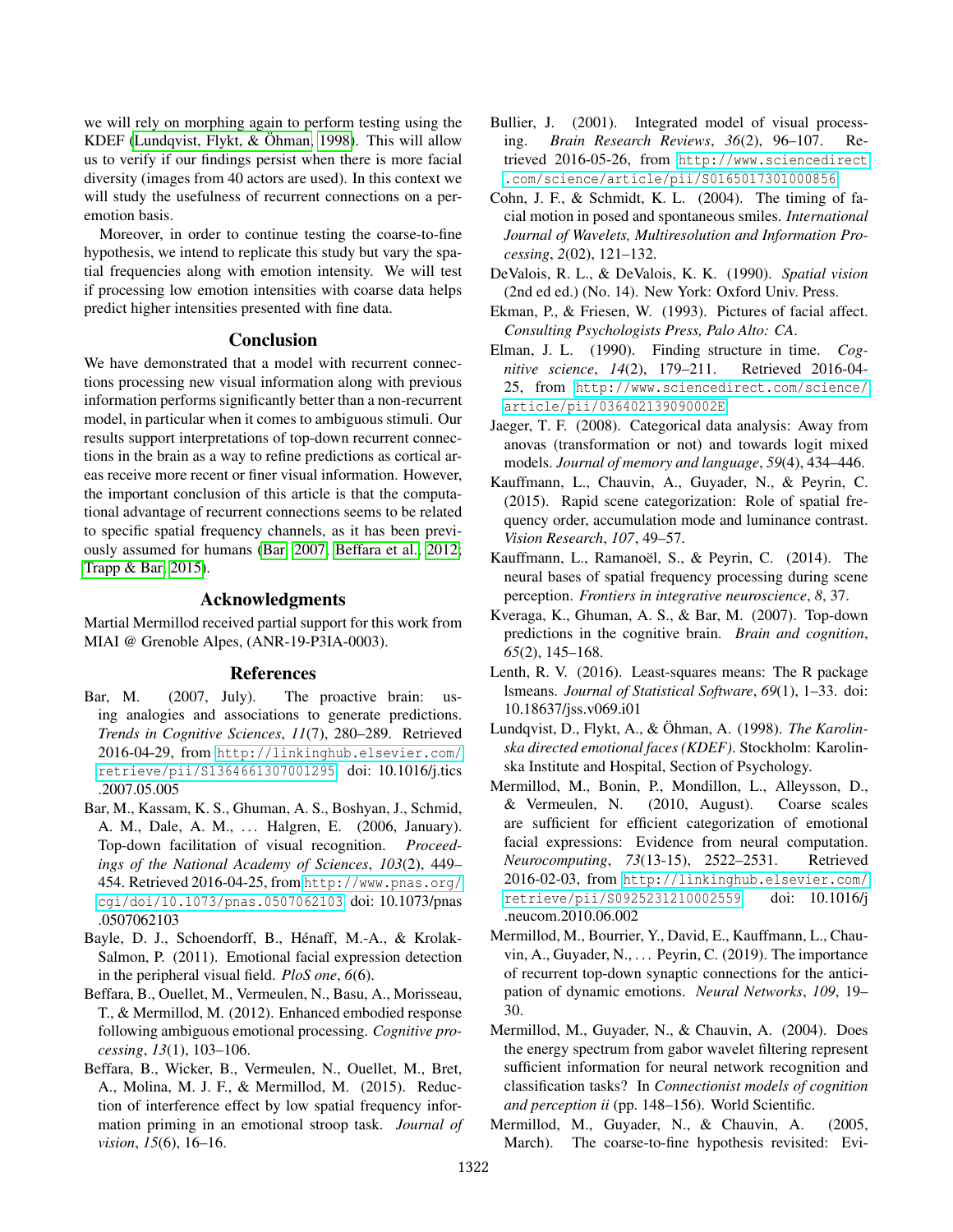we will rely on morphing again to perform testing using the KDEF (Lundqvist, Flykt, & Öhman, 1998). This will allow us to verify if our findings persist when there is more facial diversity (images from 40 actors are used). In this context we will study the usefulness of recurrent connections on a per-emotion basis.

Moreover, in order to continue testing the coarse-to-fine hypothesis, we intend to replicate this study but vary the spatial frequencies along with emotion intensity. We will test if processing low emotion intensities with coarse data helps predict higher intensities presented with fine data.

## Conclusion

We have demonstrated that a model with recurrent connections processing new visual information along with previous information performs significantly better than a non-recurrent model, in particular when it comes to ambiguous stimuli. Our results support interpretations of top-down recurrent connections in the brain as a way to refine predictions as cortical areas receive more recent or finer visual information. However, the important conclusion of this article is that the computational advantage of recurrent connections seems to be related to specific spatial frequency channels, as it has been previously assumed for humans (Bar, 2007; Beffara et al., 2012; Trapp & Bar, 2015).

## Acknowledgments

Martial Mermillod received partial support for this work from MIAI @ Grenoble Alpes, (ANR-19-P3IA-0003).

## References

Bar, M. (2007, July). The proactive brain: using analogies and associations to generate predictions. *Trends in Cognitive Sciences*, *11*(7), 280–289. Retrieved 2016-04-29, from http://linkinghub.elsevier.com/retrieve/pii/S1364661307001295 doi: 10.1016/j.tics.2007.05.005

Bar, M., Kassam, K. S., Ghuman, A. S., Boshyan, J., Schmid, A. M., Dale, A. M., ... Halgren, E. (2006, January). Top-down facilitation of visual recognition. *Proceedings of the National Academy of Sciences*, *103*(2), 449–454. Retrieved 2016-04-25, from http://www.pnas.org/cgi/doi/10.1073/pnas.0507062103 doi: 10.1073/pnas.0507062103

Bayle, D. J., Schoendorff, B., Hénaff, M.-A., & Krolak-Salmon, P. (2011). Emotional facial expression detection in the peripheral visual field. *PloS one*, *6*(6).

Beffara, B., Ouellet, M., Vermeulen, N., Basu, A., Morisseau, T., & Mermillod, M. (2012). Enhanced embodied response following ambiguous emotional processing. *Cognitive processing*, *13*(1), 103–106.

Beffara, B., Wicker, B., Vermeulen, N., Ouellet, M., Bret, A., Molina, M. J. F., & Mermillod, M. (2015). Reduction of interference effect by low spatial frequency information priming in an emotional stroop task. *Journal of vision*, *15*(6), 16–16.

Bullier, J. (2001). Integrated model of visual processing. *Brain Research Reviews*, *36*(2), 96–107. Retrieved 2016-05-26, from http://www.sciencedirect.com/science/article/pii/S0165017301000856

Cohn, J. F., & Schmidt, K. L. (2004). The timing of facial motion in posed and spontaneous smiles. *International Journal of Wavelets, Multiresolution and Information Processing*, *2*(02), 121–132.

DeValois, R. L., & DeValois, K. K. (1990). *Spatial vision* (2nd ed ed.) (No. 14). New York: Oxford Univ. Press.

Ekman, P., & Friesen, W. (1993). Pictures of facial affect. *Consulting Psychologists Press, Palo Alto: CA*.

Elman, J. L. (1990). Finding structure in time. *Cognitive science*, *14*(2), 179–211. Retrieved 2016-04-25, from http://www.sciencedirect.com/science/article/pii/036402139090002E

Jaeger, T. F. (2008). Categorical data analysis: Away from anovas (transformation or not) and towards logit mixed models. *Journal of memory and language*, *59*(4), 434–446.

Kauffmann, L., Chauvin, A., Guyader, N., & Peyrin, C. (2015). Rapid scene categorization: Role of spatial frequency order, accumulation mode and luminance contrast. *Vision Research*, *107*, 49–57.

Kauffmann, L., Ramanoël, S., & Peyrin, C. (2014). The neural bases of spatial frequency processing during scene perception. *Frontiers in integrative neuroscience*, *8*, 37.

Kveraga, K., Ghuman, A. S., & Bar, M. (2007). Top-down predictions in the cognitive brain. *Brain and cognition*, *65*(2), 145–168.

Lenth, R. V. (2016). Least-squares means: The R package lsmeans. *Journal of Statistical Software*, *69*(1), 1–33. doi: 10.18637/jss.v069.i01

Lundqvist, D., Flykt, A., & Öhman, A. (1998). *The Karolinska directed emotional faces (KDEF)*. Stockholm: Karolinska Institute and Hospital, Section of Psychology.

Mermillod, M., Bonin, P., Mondillon, L., Alleysson, D., & Vermeulen, N. (2010, August). Coarse scales are sufficient for efficient categorization of emotional facial expressions: Evidence from neural computation. *Neurocomputing*, *73*(13-15), 2522–2531. Retrieved 2016-02-03, from http://linkinghub.elsevier.com/retrieve/pii/S0925231210002559 doi: 10.1016/j.neucom.2010.06.002

Mermillod, M., Bourrier, Y., David, E., Kauffmann, L., Chauvin, A., Guyader, N., ... Peyrin, C. (2019). The importance of recurrent top-down synaptic connections for the anticipation of dynamic emotions. *Neural Networks*, *109*, 19–30.

Mermillod, M., Guyader, N., & Chauvin, A. (2004). Does the energy spectrum from gabor wavelet filtering represent sufficient information for neural network recognition and classification tasks? In *Connectionist models of cognition and perception ii* (pp. 148–156). World Scientific.

Mermillod, M., Guyader, N., & Chauvin, A. (2005, March). The coarse-to-fine hypothesis revisited: Evi-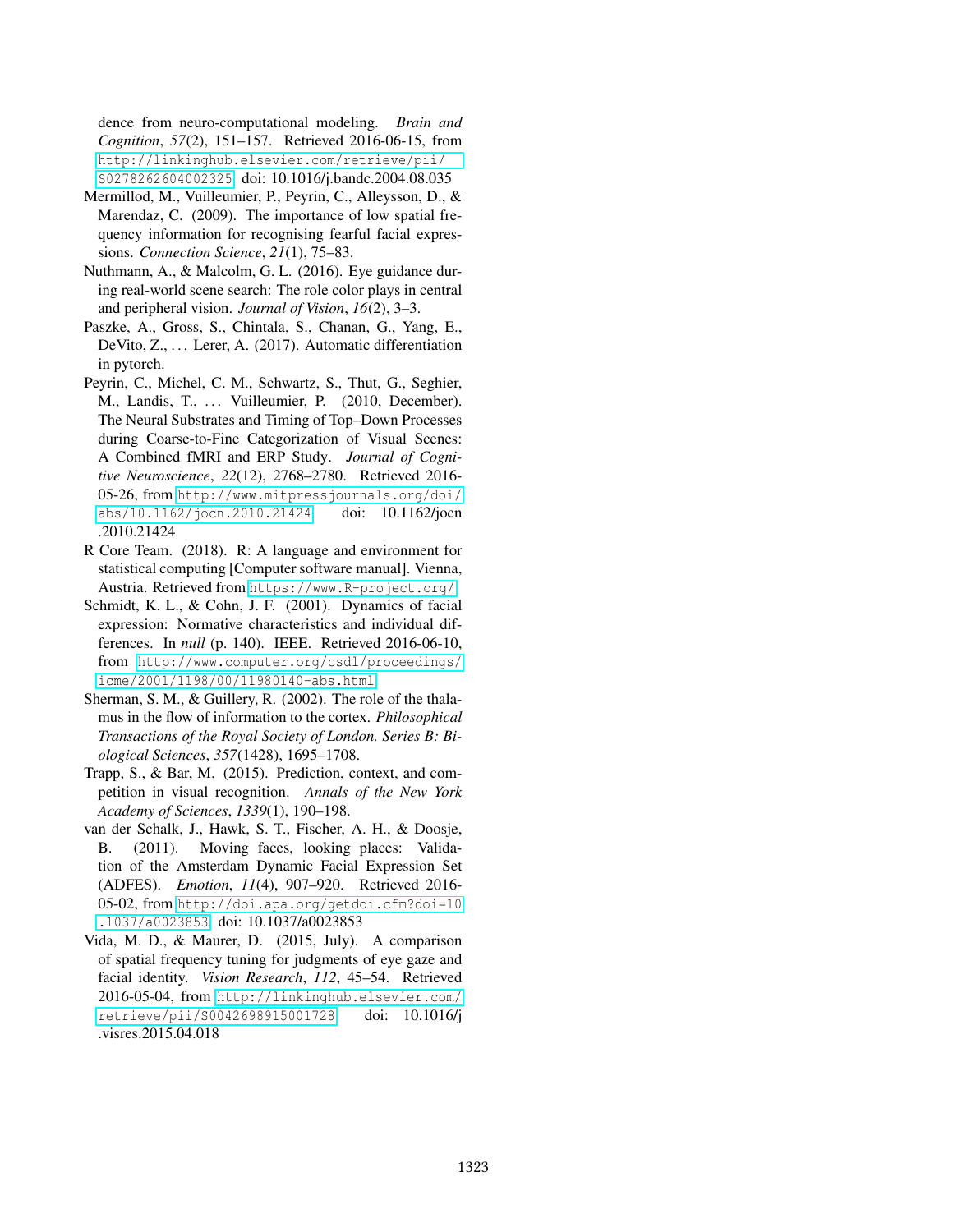dence from neuro-computational modeling. *Brain and Cognition*, *57*(2), 151–157. Retrieved 2016-06-15, from http://linkinghub.elsevier.com/retrieve/pii/S0278262604002325 doi: 10.1016/j.bandc.2004.08.035

Mermillod, M., Vuilleumier, P., Peyrin, C., Alleysson, D., & Marendaz, C. (2009). The importance of low spatial frequency information for recognising fearful facial expressions. *Connection Science*, *21*(1), 75–83.

Nuthmann, A., & Malcolm, G. L. (2016). Eye guidance during real-world scene search: The role color plays in central and peripheral vision. *Journal of Vision*, *16*(2), 3–3.

Paszke, A., Gross, S., Chintala, S., Chanan, G., Yang, E., DeVito, Z., ... Lerer, A. (2017). Automatic differentiation in pytorch.

Peyrin, C., Michel, C. M., Schwartz, S., Thut, G., Seghier, M., Landis, T., ... Vuilleumier, P. (2010, December). The Neural Substrates and Timing of Top–Down Processes during Coarse-to-Fine Categorization of Visual Scenes: A Combined fMRI and ERP Study. *Journal of Cognitive Neuroscience*, *22*(12), 2768–2780. Retrieved 2016-05-26, from http://www.mitpressjournals.org/doi/abs/10.1162/jocn.2010.21424 doi: 10.1162/jocn.2010.21424

R Core Team. (2018). R: A language and environment for statistical computing [Computer software manual]. Vienna, Austria. Retrieved from https://www.R-project.org/

Schmidt, K. L., & Cohn, J. F. (2001). Dynamics of facial expression: Normative characteristics and individual differences. In *null* (p. 140). IEEE. Retrieved 2016-06-10, from http://www.computer.org/csdl/proceedings/icme/2001/1198/00/11980140-abs.html

Sherman, S. M., & Guillery, R. (2002). The role of the thalamus in the flow of information to the cortex. *Philosophical Transactions of the Royal Society of London. Series B: Biological Sciences*, *357*(1428), 1695–1708.

Trapp, S., & Bar, M. (2015). Prediction, context, and competition in visual recognition. *Annals of the New York Academy of Sciences*, *1339*(1), 190–198.

van der Schalk, J., Hawk, S. T., Fischer, A. H., & Doosje, B. (2011). Moving faces, looking places: Validation of the Amsterdam Dynamic Facial Expression Set (ADFES). *Emotion*, *11*(4), 907–920. Retrieved 2016-05-02, from http://doi.apa.org/getdoi.cfm?doi=10.1037/a0023853 doi: 10.1037/a0023853

Vida, M. D., & Maurer, D. (2015, July). A comparison of spatial frequency tuning for judgments of eye gaze and facial identity. *Vision Research*, *112*, 45–54. Retrieved 2016-05-04, from http://linkinghub.elsevier.com/retrieve/pii/S0042698915001728 doi: 10.1016/j.visres.2015.04.018